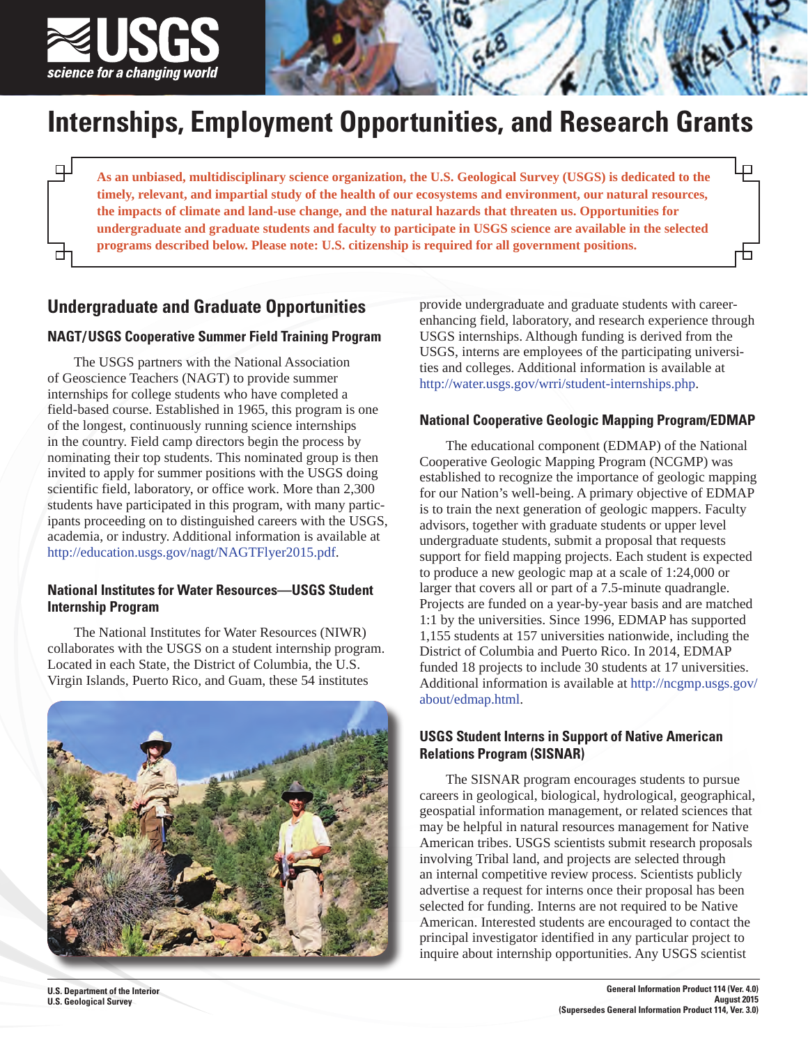# Internships, Employment Opportunities, and Research Grants

**As an unbiased, multidisciplinary science organization, the U.S. Geological Survey (USGS) is dedicated to the timely, relevant, and impartial study of the health of our ecosystems and environment, our natural resources, the impacts of climate and land-use change, and the natural hazards that threaten us. Opportunities for undergraduate and graduate students and faculty to participate in USGS science are available in the selected programs described below. Please note: U.S. citizenship is required for all government positions.**

## Undergraduate and Graduate Opportunities

### NAGT/USGS Cooperative Summer Field Training Program

The USGS partners with the National Association of Geoscience Teachers (NAGT) to provide summer internships for college students who have completed a field-based course. Established in 1965, this program is one of the longest, continuously running science internships in the country. Field camp directors begin the process by nominating their top students. This nominated group is then invited to apply for summer positions with the USGS doing scientific field, laboratory, or office work. More than 2,300 students have participated in this program, with many participants proceeding on to distinguished careers with the USGS, academia, or industry. Additional information is available at http://education.usgs.gov/nagt/NAGTFlyer2015.pdf.

### National Institutes for Water Resources—USGS Student Internship Program

The National Institutes for Water Resources (NIWR) collaborates with the USGS on a student internship program. Located in each State, the District of Columbia, the U.S. Virgin Islands, Puerto Rico, and Guam, these 54 institutes provide undergraduate and graduate students with career-enhancing field, laboratory, and research experience through USGS internships. Although funding is derived from the USGS, interns are employees of the participating universities and colleges. Additional information is available at http://water.usgs.gov/wrri/student-internships.php.

### National Cooperative Geologic Mapping Program/EDMAP

The educational component (EDMAP) of the National Cooperative Geologic Mapping Program (NCGMP) was established to recognize the importance of geologic mapping for our Nation's well-being. A primary objective of EDMAP is to train the next generation of geologic mappers. Faculty advisors, together with graduate students or upper level undergraduate students, submit a proposal that requests support for field mapping projects. Each student is expected to produce a new geologic map at a scale of 1:24,000 or larger that covers all or part of a 7.5-minute quadrangle. Projects are funded on a year-by-year basis and are matched 1:1 by the universities. Since 1996, EDMAP has supported 1,155 students at 157 universities nationwide, including the District of Columbia and Puerto Rico. In 2014, EDMAP funded 18 projects to include 30 students at 17 universities. Additional information is available at http://ncgmp.usgs.gov/about/edmap.html.

### USGS Student Interns in Support of Native American Relations Program (SISNAR)

The SISNAR program encourages students to pursue careers in geological, biological, hydrological, geographical, geospatial information management, or related sciences that may be helpful in natural resources management for Native American tribes. USGS scientists submit research proposals involving Tribal land, and projects are selected through an internal competitive review process. Scientists publicly advertise a request for interns once their proposal has been selected for funding. Interns are not required to be Native American. Interested students are encouraged to contact the principal investigator identified in any particular project to inquire about internship opportunities. Any USGS scientist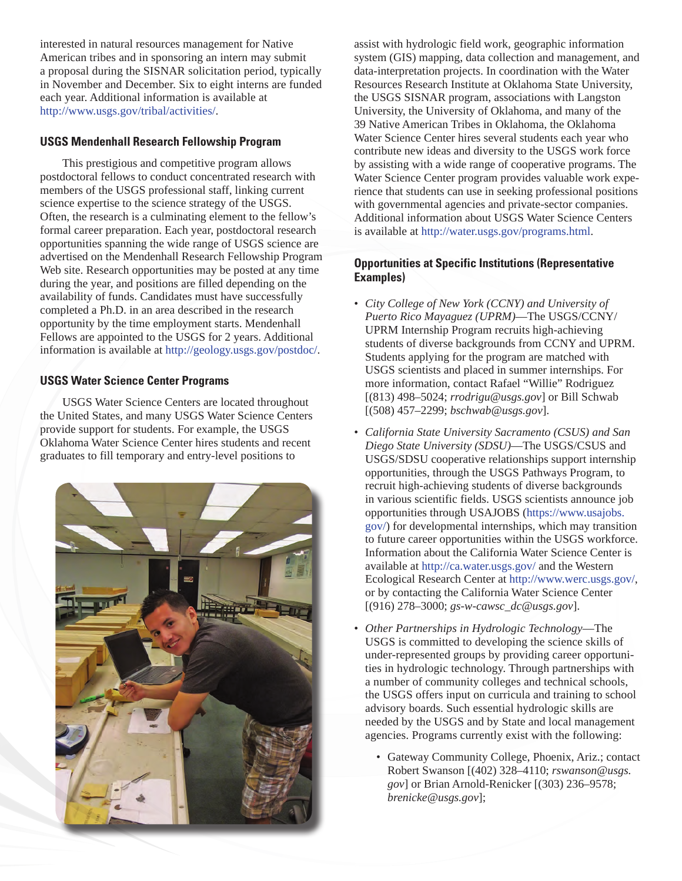interested in natural resources management for Native American tribes and in sponsoring an intern may submit a proposal during the SISNAR solicitation period, typically in November and December. Six to eight interns are funded each year. Additional information is available at http://www.usgs.gov/tribal/activities/.

### USGS Mendenhall Research Fellowship Program

This prestigious and competitive program allows postdoctoral fellows to conduct concentrated research with members of the USGS professional staff, linking current science expertise to the science strategy of the USGS. Often, the research is a culminating element to the fellow's formal career preparation. Each year, postdoctoral research opportunities spanning the wide range of USGS science are advertised on the Mendenhall Research Fellowship Program Web site. Research opportunities may be posted at any time during the year, and positions are filled depending on the availability of funds. Candidates must have successfully completed a Ph.D. in an area described in the research opportunity by the time employment starts. Mendenhall Fellows are appointed to the USGS for 2 years. Additional information is available at http://geology.usgs.gov/postdoc/.

### USGS Water Science Center Programs

USGS Water Science Centers are located throughout the United States, and many USGS Water Science Centers provide support for students. For example, the USGS Oklahoma Water Science Center hires students and recent graduates to fill temporary and entry-level positions to assist with hydrologic field work, geographic information system (GIS) mapping, data collection and management, and data-interpretation projects. In coordination with the Water Resources Research Institute at Oklahoma State University, the USGS SISNAR program, associations with Langston University, the University of Oklahoma, and many of the 39 Native American Tribes in Oklahoma, the Oklahoma Water Science Center hires several students each year who contribute new ideas and diversity to the USGS work force by assisting with a wide range of cooperative programs. The Water Science Center program provides valuable work experience that students can use in seeking professional positions with governmental agencies and private-sector companies. Additional information about USGS Water Science Centers is available at http://water.usgs.gov/programs.html.

### Opportunities at Specific Institutions (Representative Examples)

- *City College of New York (CCNY) and University of Puerto Rico Mayaguez (UPRM)*—The USGS/CCNY/UPRM Internship Program recruits high-achieving students of diverse backgrounds from CCNY and UPRM. Students applying for the program are matched with USGS scientists and placed in summer internships. For more information, contact Rafael "Willie" Rodriguez [(813) 498–5024; *rrodrigu@usgs.gov*] or Bill Schwab [(508) 457–2299; *bschwab@usgs.gov*].
- *California State University Sacramento (CSUS) and San Diego State University (SDSU)*—The USGS/CSUS and USGS/SDSU cooperative relationships support internship opportunities, through the USGS Pathways Program, to recruit high-achieving students of diverse backgrounds in various scientific fields. USGS scientists announce job opportunities through USAJOBS (https://www.usajobs.gov/) for developmental internships, which may transition to future career opportunities within the USGS workforce. Information about the California Water Science Center is available at http://ca.water.usgs.gov/ and the Western Ecological Research Center at http://www.werc.usgs.gov/, or by contacting the California Water Science Center [(916) 278–3000; *gs-w-cawsc_dc@usgs.gov*].
- *Other Partnerships in Hydrologic Technology*—The USGS is committed to developing the science skills of under-represented groups by providing career opportunities in hydrologic technology. Through partnerships with a number of community colleges and technical schools, the USGS offers input on curricula and training to school advisory boards. Such essential hydrologic skills are needed by the USGS and by State and local management agencies. Programs currently exist with the following:
  - Gateway Community College, Phoenix, Ariz.; contact Robert Swanson [(402) 328–4110; *rswanson@usgs.gov*] or Brian Arnold-Renicker [(303) 236–9578; *brenicke@usgs.gov*];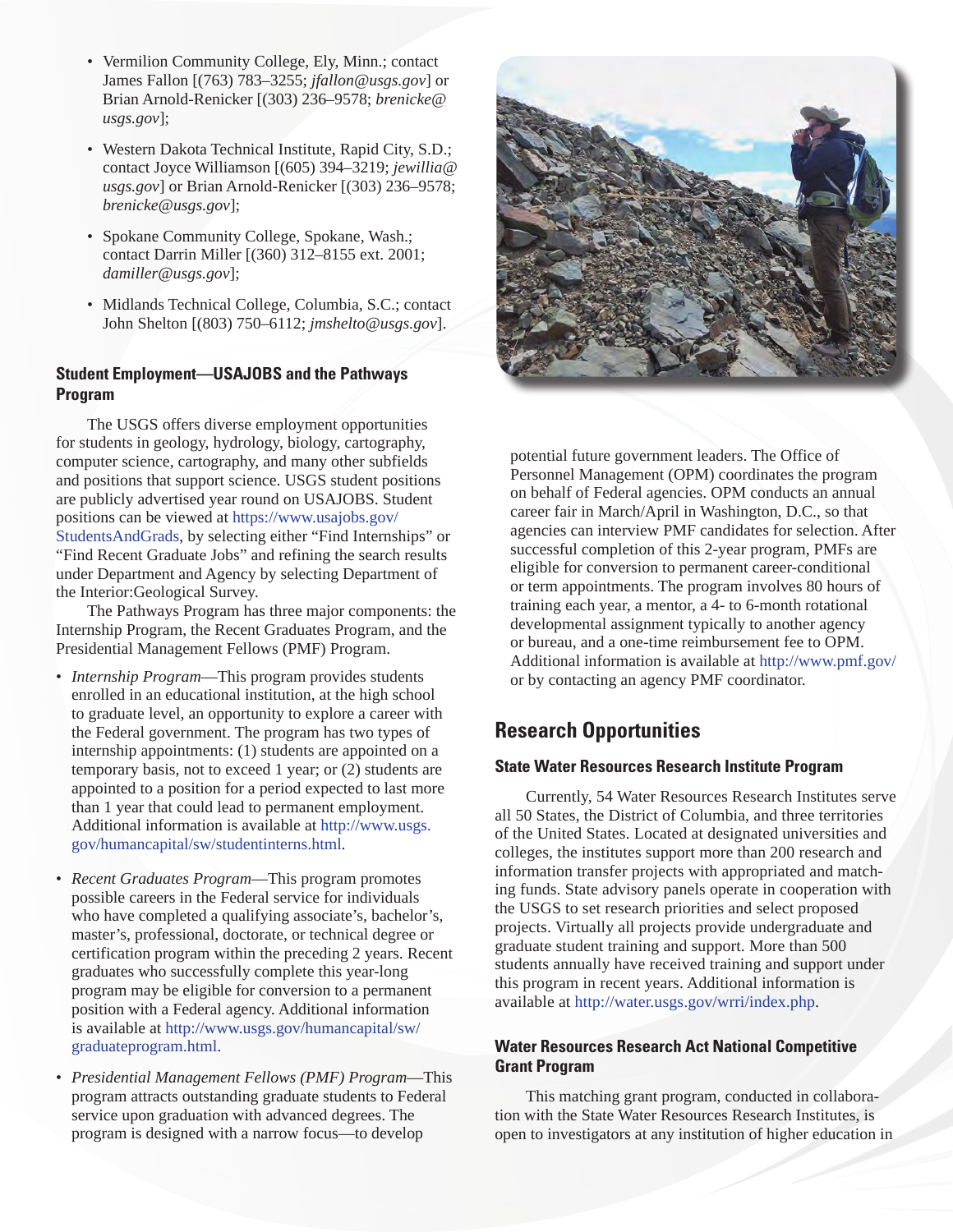- Vermilion Community College, Ely, Minn.; contact James Fallon [(763) 783–3255; *jfallon@usgs.gov*] or Brian Arnold-Renicker [(303) 236–9578; *brenicke@usgs.gov*];
- Western Dakota Technical Institute, Rapid City, S.D.; contact Joyce Williamson [(605) 394–3219; *jewillia@usgs.gov*] or Brian Arnold-Renicker [(303) 236–9578; *brenicke@usgs.gov*];
- Spokane Community College, Spokane, Wash.; contact Darrin Miller [(360) 312–8155 ext. 2001; *damiller@usgs.gov*];
- Midlands Technical College, Columbia, S.C.; contact John Shelton [(803) 750–6112; *jmshelto@usgs.gov*].

### Student Employment—USAJOBS and the Pathways Program

The USGS offers diverse employment opportunities for students in geology, hydrology, biology, cartography, computer science, cartography, and many other subfields and positions that support science. USGS student positions are publicly advertised year round on USAJOBS. Student positions can be viewed at https://www.usajobs.gov/StudentsAndGrads, by selecting either "Find Internships" or "Find Recent Graduate Jobs" and refining the search results under Department and Agency by selecting Department of the Interior:Geological Survey.

The Pathways Program has three major components: the Internship Program, the Recent Graduates Program, and the Presidential Management Fellows (PMF) Program.

- *Internship Program*—This program provides students enrolled in an educational institution, at the high school to graduate level, an opportunity to explore a career with the Federal government. The program has two types of internship appointments: (1) students are appointed on a temporary basis, not to exceed 1 year; or (2) students are appointed to a position for a period expected to last more than 1 year that could lead to permanent employment. Additional information is available at http://www.usgs.gov/humancapital/sw/studentinterns.html.
- *Recent Graduates Program*—This program promotes possible careers in the Federal service for individuals who have completed a qualifying associate's, bachelor's, master's, professional, doctorate, or technical degree or certification program within the preceding 2 years. Recent graduates who successfully complete this year-long program may be eligible for conversion to a permanent position with a Federal agency. Additional information is available at http://www.usgs.gov/humancapital/sw/graduateprogram.html.
- *Presidential Management Fellows (PMF) Program*—This program attracts outstanding graduate students to Federal service upon graduation with advanced degrees. The program is designed with a narrow focus—to develop potential future government leaders. The Office of Personnel Management (OPM) coordinates the program on behalf of Federal agencies. OPM conducts an annual career fair in March/April in Washington, D.C., so that agencies can interview PMF candidates for selection. After successful completion of this 2-year program, PMFs are eligible for conversion to permanent career-conditional or term appointments. The program involves 80 hours of training each year, a mentor, a 4- to 6-month rotational developmental assignment typically to another agency or bureau, and a one-time reimbursement fee to OPM. Additional information is available at http://www.pmf.gov/ or by contacting an agency PMF coordinator.

## Research Opportunities

### State Water Resources Research Institute Program

Currently, 54 Water Resources Research Institutes serve all 50 States, the District of Columbia, and three territories of the United States. Located at designated universities and colleges, the institutes support more than 200 research and information transfer projects with appropriated and matching funds. State advisory panels operate in cooperation with the USGS to set research priorities and select proposed projects. Virtually all projects provide undergraduate and graduate student training and support. More than 500 students annually have received training and support under this program in recent years. Additional information is available at http://water.usgs.gov/wrri/index.php.

### Water Resources Research Act National Competitive Grant Program

This matching grant program, conducted in collaboration with the State Water Resources Research Institutes, is open to investigators at any institution of higher education in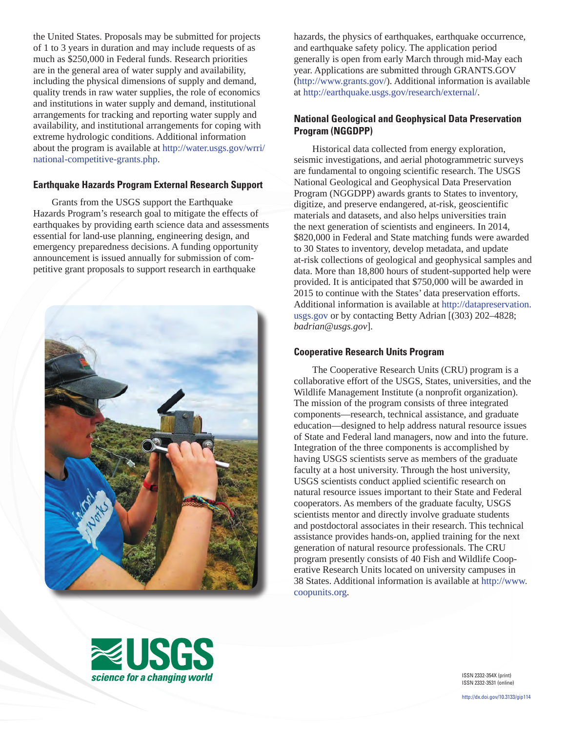the United States. Proposals may be submitted for projects of 1 to 3 years in duration and may include requests of as much as $250,000 in Federal funds. Research priorities are in the general area of water supply and availability, including the physical dimensions of supply and demand, quality trends in raw water supplies, the role of economics and institutions in water supply and demand, institutional arrangements for tracking and reporting water supply and availability, and institutional arrangements for coping with extreme hydrologic conditions. Additional information about the program is available at http://water.usgs.gov/wrri/national-competitive-grants.php.

### Earthquake Hazards Program External Research Support

Grants from the USGS support the Earthquake Hazards Program's research goal to mitigate the effects of earthquakes by providing earth science data and assessments essential for land-use planning, engineering design, and emergency preparedness decisions. A funding opportunity announcement is issued annually for submission of competitive grant proposals to support research in earthquake hazards, the physics of earthquakes, earthquake occurrence, and earthquake safety policy. The application period generally is open from early March through mid-May each year. Applications are submitted through GRANTS.GOV (http://www.grants.gov/). Additional information is available at http://earthquake.usgs.gov/research/external/.

### National Geological and Geophysical Data Preservation Program (NGGDPP)

Historical data collected from energy exploration, seismic investigations, and aerial photogrammetric surveys are fundamental to ongoing scientific research. The USGS National Geological and Geophysical Data Preservation Program (NGGDPP) awards grants to States to inventory, digitize, and preserve endangered, at-risk, geoscientific materials and datasets, and also helps universities train the next generation of scientists and engineers. In 2014, $820,000 in Federal and State matching funds were awarded to 30 States to inventory, develop metadata, and update at-risk collections of geological and geophysical samples and data. More than 18,800 hours of student-supported help were provided. It is anticipated that $750,000 will be awarded in 2015 to continue with the States' data preservation efforts. Additional information is available at http://datapreservation.usgs.gov or by contacting Betty Adrian [(303) 202–4828; *badrian@usgs.gov*].

### Cooperative Research Units Program

The Cooperative Research Units (CRU) program is a collaborative effort of the USGS, States, universities, and the Wildlife Management Institute (a nonprofit organization). The mission of the program consists of three integrated components—research, technical assistance, and graduate education—designed to help address natural resource issues of State and Federal land managers, now and into the future. Integration of the three components is accomplished by having USGS scientists serve as members of the graduate faculty at a host university. Through the host university, USGS scientists conduct applied scientific research on natural resource issues important to their State and Federal cooperators. As members of the graduate faculty, USGS scientists mentor and directly involve graduate students and postdoctoral associates in their research. This technical assistance provides hands-on, applied training for the next generation of natural resource professionals. The CRU program presently consists of 40 Fish and Wildlife Cooperative Research Units located on university campuses in 38 States. Additional information is available at http://www.coopunits.org.

USGS
science for a changing world

ISSN 2332-354X (print)
ISSN 2332-3531 (online)

http://dx.doi.org/10.3133/gip114